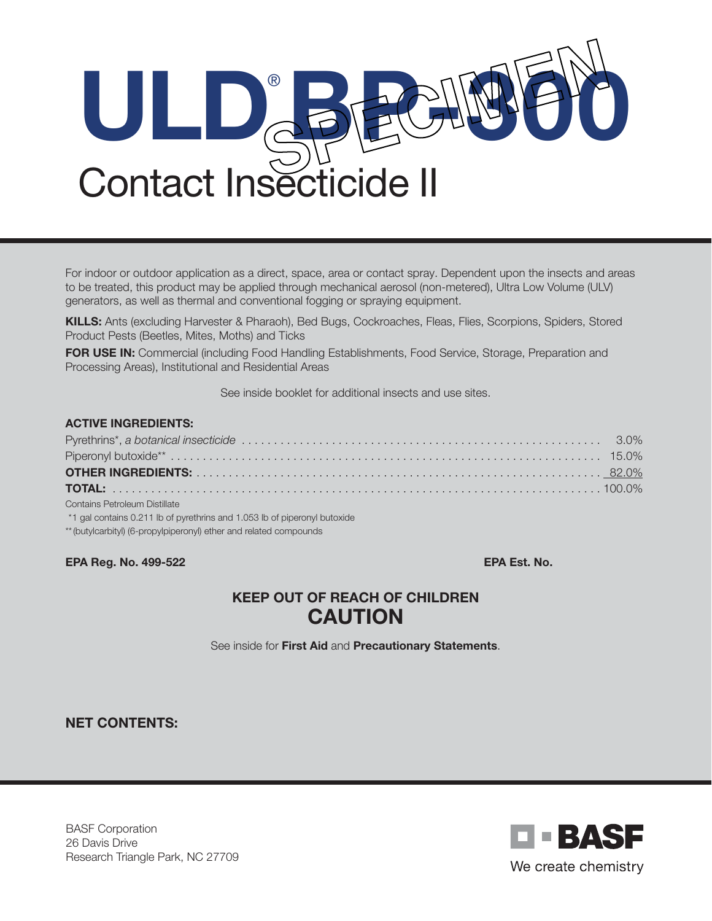# ULD® BP-300

## Contact Insecticide II

For indoor or outdoor application as a direct, space, area or contact spray. Dependent upon the insects and areas to be treated, this product may be applied through mechanical aerosol (non-metered), Ultra Low Volume (ULV) generators, as well as thermal and conventional fogging or spraying equipment.

**KILLS:** Ants (excluding Harvester & Pharaoh), Bed Bugs, Cockroaches, Fleas, Flies, Scorpions, Spiders, Stored Product Pests (Beetles, Mites, Moths) and Ticks

**FOR USE IN:** Commercial (including Food Handling Establishments, Food Service, Storage, Preparation and Processing Areas), Institutional and Residential Areas

See inside booklet for additional insects and use sites.

**ACTIVE INGREDIENTS:**

| | |
|---|---|
| Pyrethrins*, *a botanical insecticide* | 3.0% |
| Piperonyl butoxide** | 15.0% |
| **OTHER INGREDIENTS:** | 82.0% |
| **TOTAL:** | 100.0% |

Contains Petroleum Distillate

*1 gal contains 0.211 lb of pyrethrins and 1.053 lb of piperonyl butoxide

** (butylcarbityl) (6-propylpiperonyl) ether and related compounds

**EPA Reg. No. 499-522** **EPA Est. No.**

**KEEP OUT OF REACH OF CHILDREN**

**CAUTION**

See inside for **First Aid** and **Precautionary Statements**.

**NET CONTENTS:**

BASF Corporation
26 Davis Drive
Research Triangle Park, NC 27709

BASF
We create chemistry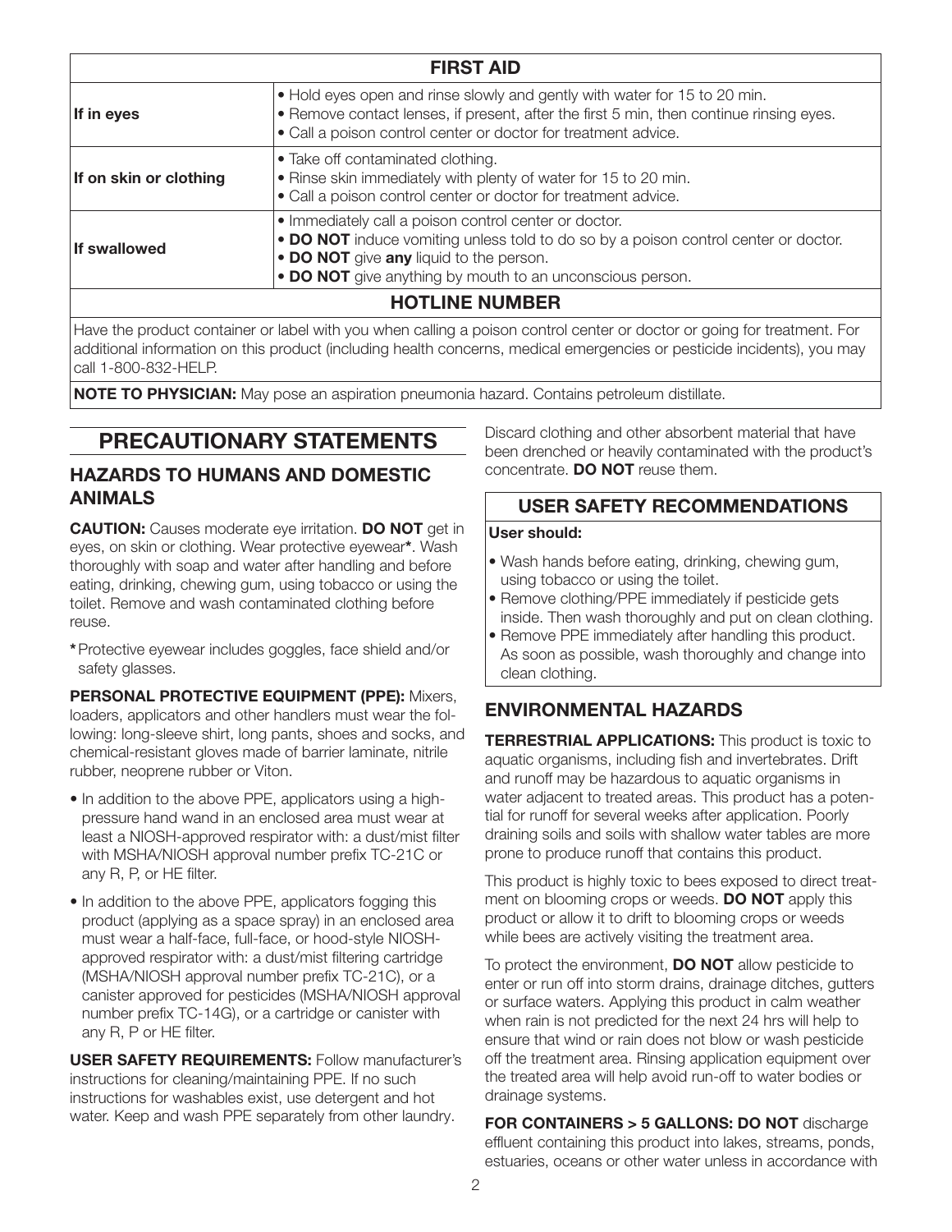| FIRST AID | |
|---|---|
| **If in eyes** | • Hold eyes open and rinse slowly and gently with water for 15 to 20 min.<br>• Remove contact lenses, if present, after the first 5 min, then continue rinsing eyes.<br>• Call a poison control center or doctor for treatment advice. |
| **If on skin or clothing** | • Take off contaminated clothing.<br>• Rinse skin immediately with plenty of water for 15 to 20 min.<br>• Call a poison control center or doctor for treatment advice. |
| **If swallowed** | • Immediately call a poison control center or doctor.<br>• **DO NOT** induce vomiting unless told to do so by a poison control center or doctor.<br>• **DO NOT** give **any** liquid to the person.<br>• **DO NOT** give anything by mouth to an unconscious person. |

**HOTLINE NUMBER**

Have the product container or label with you when calling a poison control center or doctor or going for treatment. For additional information on this product (including health concerns, medical emergencies or pesticide incidents), you may call 1-800-832-HELP.

**NOTE TO PHYSICIAN:** May pose an aspiration pneumonia hazard. Contains petroleum distillate.

## PRECAUTIONARY STATEMENTS

### HAZARDS TO HUMANS AND DOMESTIC ANIMALS

**CAUTION:** Causes moderate eye irritation. **DO NOT** get in eyes, on skin or clothing. Wear protective eyewear**\***. Wash thoroughly with soap and water after handling and before eating, drinking, chewing gum, using tobacco or using the toilet. Remove and wash contaminated clothing before reuse.

*Protective eyewear includes goggles, face shield and/or safety glasses.

**PERSONAL PROTECTIVE EQUIPMENT (PPE):** Mixers, loaders, applicators and other handlers must wear the following: long-sleeve shirt, long pants, shoes and socks, and chemical-resistant gloves made of barrier laminate, nitrile rubber, neoprene rubber or Viton.

- In addition to the above PPE, applicators using a high-pressure hand wand in an enclosed area must wear at least a NIOSH-approved respirator with: a dust/mist filter with MSHA/NIOSH approval number prefix TC-21C or any R, P, or HE filter.
- In addition to the above PPE, applicators fogging this product (applying as a space spray) in an enclosed area must wear a half-face, full-face, or hood-style NIOSH-approved respirator with: a dust/mist filtering cartridge (MSHA/NIOSH approval number prefix TC-21C), or a canister approved for pesticides (MSHA/NIOSH approval number prefix TC-14G), or a cartridge or canister with any R, P or HE filter.

**USER SAFETY REQUIREMENTS:** Follow manufacturer's instructions for cleaning/maintaining PPE. If no such instructions for washables exist, use detergent and hot water. Keep and wash PPE separately from other laundry.

Discard clothing and other absorbent material that have been drenched or heavily contaminated with the product's concentrate. **DO NOT** reuse them.

### USER SAFETY RECOMMENDATIONS

**User should:**

- Wash hands before eating, drinking, chewing gum, using tobacco or using the toilet.
- Remove clothing/PPE immediately if pesticide gets inside. Then wash thoroughly and put on clean clothing.
- Remove PPE immediately after handling this product. As soon as possible, wash thoroughly and change into clean clothing.

### ENVIRONMENTAL HAZARDS

**TERRESTRIAL APPLICATIONS:** This product is toxic to aquatic organisms, including fish and invertebrates. Drift and runoff may be hazardous to aquatic organisms in water adjacent to treated areas. This product has a potential for runoff for several weeks after application. Poorly draining soils and soils with shallow water tables are more prone to produce runoff that contains this product.

This product is highly toxic to bees exposed to direct treatment on blooming crops or weeds. **DO NOT** apply this product or allow it to drift to blooming crops or weeds while bees are actively visiting the treatment area.

To protect the environment, **DO NOT** allow pesticide to enter or run off into storm drains, drainage ditches, gutters or surface waters. Applying this product in calm weather when rain is not predicted for the next 24 hrs will help to ensure that wind or rain does not blow or wash pesticide off the treatment area. Rinsing application equipment over the treated area will help avoid run-off to water bodies or drainage systems.

**FOR CONTAINERS > 5 GALLONS: DO NOT** discharge effluent containing this product into lakes, streams, ponds, estuaries, oceans or other water unless in accordance with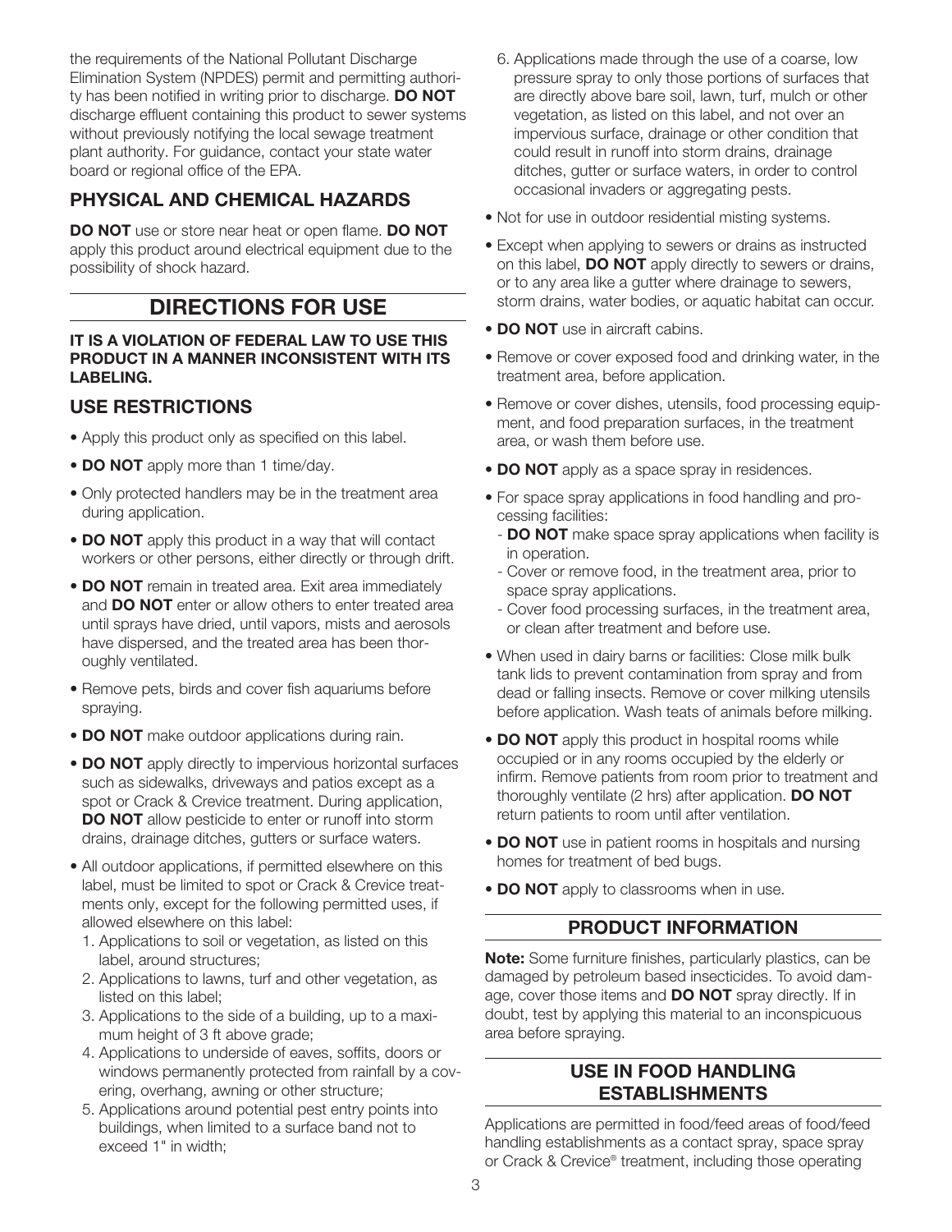the requirements of the National Pollutant Discharge Elimination System (NPDES) permit and permitting authority has been notified in writing prior to discharge. **DO NOT** discharge effluent containing this product to sewer systems without previously notifying the local sewage treatment plant authority. For guidance, contact your state water board or regional office of the EPA.

## PHYSICAL AND CHEMICAL HAZARDS

**DO NOT** use or store near heat or open flame. **DO NOT** apply this product around electrical equipment due to the possibility of shock hazard.

# DIRECTIONS FOR USE

**IT IS A VIOLATION OF FEDERAL LAW TO USE THIS PRODUCT IN A MANNER INCONSISTENT WITH ITS LABELING.**

## USE RESTRICTIONS

- Apply this product only as specified on this label.
- **DO NOT** apply more than 1 time/day.
- Only protected handlers may be in the treatment area during application.
- **DO NOT** apply this product in a way that will contact workers or other persons, either directly or through drift.
- **DO NOT** remain in treated area. Exit area immediately and **DO NOT** enter or allow others to enter treated area until sprays have dried, until vapors, mists and aerosols have dispersed, and the treated area has been thoroughly ventilated.
- Remove pets, birds and cover fish aquariums before spraying.
- **DO NOT** make outdoor applications during rain.
- **DO NOT** apply directly to impervious horizontal surfaces such as sidewalks, driveways and patios except as a spot or Crack & Crevice treatment. During application, **DO NOT** allow pesticide to enter or runoff into storm drains, drainage ditches, gutters or surface waters.
- All outdoor applications, if permitted elsewhere on this label, must be limited to spot or Crack & Crevice treatments only, except for the following permitted uses, if allowed elsewhere on this label:
  1. Applications to soil or vegetation, as listed on this label, around structures;
  2. Applications to lawns, turf and other vegetation, as listed on this label;
  3. Applications to the side of a building, up to a maximum height of 3 ft above grade;
  4. Applications to underside of eaves, soffits, doors or windows permanently protected from rainfall by a covering, overhang, awning or other structure;
  5. Applications around potential pest entry points into buildings, when limited to a surface band not to exceed 1" in width;
  6. Applications made through the use of a coarse, low pressure spray to only those portions of surfaces that are directly above bare soil, lawn, turf, mulch or other vegetation, as listed on this label, and not over an impervious surface, drainage or other condition that could result in runoff into storm drains, drainage ditches, gutter or surface waters, in order to control occasional invaders or aggregating pests.
- Not for use in outdoor residential misting systems.
- Except when applying to sewers or drains as instructed on this label, **DO NOT** apply directly to sewers or drains, or to any area like a gutter where drainage to sewers, storm drains, water bodies, or aquatic habitat can occur.
- **DO NOT** use in aircraft cabins.
- Remove or cover exposed food and drinking water, in the treatment area, before application.
- Remove or cover dishes, utensils, food processing equipment, and food preparation surfaces, in the treatment area, or wash them before use.
- **DO NOT** apply as a space spray in residences.
- For space spray applications in food handling and processing facilities:
  - **DO NOT** make space spray applications when facility is in operation.
  - Cover or remove food, in the treatment area, prior to space spray applications.
  - Cover food processing surfaces, in the treatment area, or clean after treatment and before use.
- When used in dairy barns or facilities: Close milk bulk tank lids to prevent contamination from spray and from dead or falling insects. Remove or cover milking utensils before application. Wash teats of animals before milking.
- **DO NOT** apply this product in hospital rooms while occupied or in any rooms occupied by the elderly or infirm. Remove patients from room prior to treatment and thoroughly ventilate (2 hrs) after application. **DO NOT** return patients to room until after ventilation.
- **DO NOT** use in patient rooms in hospitals and nursing homes for treatment of bed bugs.
- **DO NOT** apply to classrooms when in use.

## PRODUCT INFORMATION

**Note:** Some furniture finishes, particularly plastics, can be damaged by petroleum based insecticides. To avoid damage, cover those items and **DO NOT** spray directly. If in doubt, test by applying this material to an inconspicuous area before spraying.

## USE IN FOOD HANDLING ESTABLISHMENTS

Applications are permitted in food/feed areas of food/feed handling establishments as a contact spray, space spray or Crack & Crevice® treatment, including those operating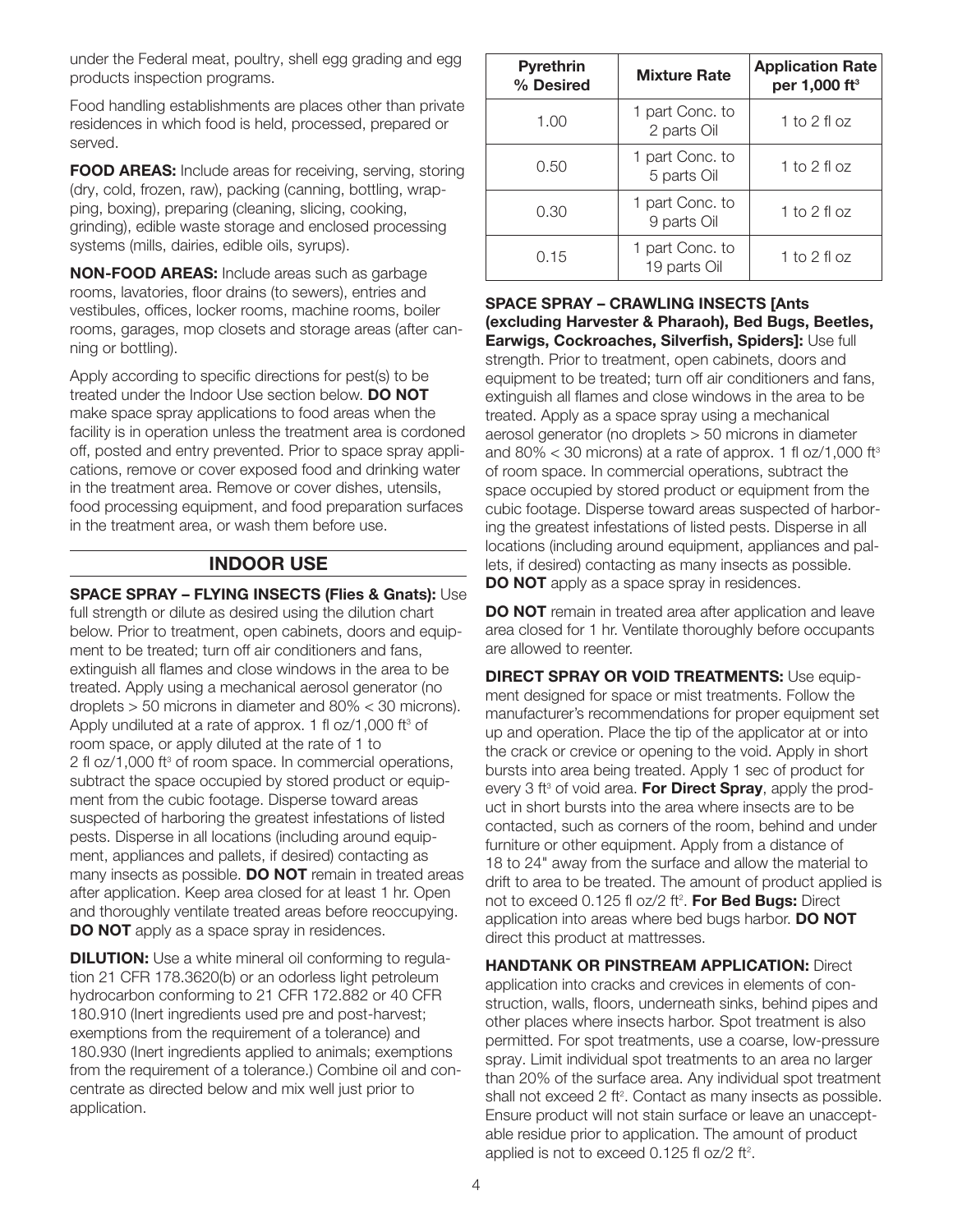under the Federal meat, poultry, shell egg grading and egg products inspection programs.

Food handling establishments are places other than private residences in which food is held, processed, prepared or served.

**FOOD AREAS:** Include areas for receiving, serving, storing (dry, cold, frozen, raw), packing (canning, bottling, wrapping, boxing), preparing (cleaning, slicing, cooking, grinding), edible waste storage and enclosed processing systems (mills, dairies, edible oils, syrups).

**NON-FOOD AREAS:** Include areas such as garbage rooms, lavatories, floor drains (to sewers), entries and vestibules, offices, locker rooms, machine rooms, boiler rooms, garages, mop closets and storage areas (after canning or bottling).

Apply according to specific directions for pest(s) to be treated under the Indoor Use section below. **DO NOT** make space spray applications to food areas when the facility is in operation unless the treatment area is cordoned off, posted and entry prevented. Prior to space spray applications, remove or cover exposed food and drinking water in the treatment area. Remove or cover dishes, utensils, food processing equipment, and food preparation surfaces in the treatment area, or wash them before use.

## INDOOR USE

**SPACE SPRAY – FLYING INSECTS (Flies & Gnats):** Use full strength or dilute as desired using the dilution chart below. Prior to treatment, open cabinets, doors and equipment to be treated; turn off air conditioners and fans, extinguish all flames and close windows in the area to be treated. Apply using a mechanical aerosol generator (no droplets > 50 microns in diameter and 80% < 30 microns). Apply undiluted at a rate of approx. 1 fl oz/1,000 ft³ of room space, or apply diluted at the rate of 1 to 2 fl oz/1,000 ft³ of room space. In commercial operations, subtract the space occupied by stored product or equipment from the cubic footage. Disperse toward areas suspected of harboring the greatest infestations of listed pests. Disperse in all locations (including around equipment, appliances and pallets, if desired) contacting as many insects as possible. **DO NOT** remain in treated areas after application. Keep area closed for at least 1 hr. Open and thoroughly ventilate treated areas before reoccupying. **DO NOT** apply as a space spray in residences.

**DILUTION:** Use a white mineral oil conforming to regulation 21 CFR 178.3620(b) or an odorless light petroleum hydrocarbon conforming to 21 CFR 172.882 or 40 CFR 180.910 (Inert ingredients used pre and post-harvest; exemptions from the requirement of a tolerance) and 180.930 (Inert ingredients applied to animals; exemptions from the requirement of a tolerance.) Combine oil and concentrate as directed below and mix well just prior to application.

| Pyrethrin % Desired | Mixture Rate | Application Rate per 1,000 ft³ |
|---|---|---|
| 1.00 | 1 part Conc. to 2 parts Oil | 1 to 2 fl oz |
| 0.50 | 1 part Conc. to 5 parts Oil | 1 to 2 fl oz |
| 0.30 | 1 part Conc. to 9 parts Oil | 1 to 2 fl oz |
| 0.15 | 1 part Conc. to 19 parts Oil | 1 to 2 fl oz |

**SPACE SPRAY – CRAWLING INSECTS [Ants (excluding Harvester & Pharaoh), Bed Bugs, Beetles, Earwigs, Cockroaches, Silverfish, Spiders]:** Use full strength. Prior to treatment, open cabinets, doors and equipment to be treated; turn off air conditioners and fans, extinguish all flames and close windows in the area to be treated. Apply as a space spray using a mechanical aerosol generator (no droplets > 50 microns in diameter and 80% < 30 microns) at a rate of approx. 1 fl oz/1,000 ft³ of room space. In commercial operations, subtract the space occupied by stored product or equipment from the cubic footage. Disperse toward areas suspected of harboring the greatest infestations of listed pests. Disperse in all locations (including around equipment, appliances and pallets, if desired) contacting as many insects as possible. **DO NOT** apply as a space spray in residences.

**DO NOT** remain in treated area after application and leave area closed for 1 hr. Ventilate thoroughly before occupants are allowed to reenter.

**DIRECT SPRAY OR VOID TREATMENTS:** Use equipment designed for space or mist treatments. Follow the manufacturer's recommendations for proper equipment set up and operation. Place the tip of the applicator at or into the crack or crevice or opening to the void. Apply in short bursts into area being treated. Apply 1 sec of product for every 3 ft³ of void area. **For Direct Spray**, apply the product in short bursts into the area where insects are to be contacted, such as corners of the room, behind and under furniture or other equipment. Apply from a distance of 18 to 24" away from the surface and allow the material to drift to area to be treated. The amount of product applied is not to exceed 0.125 fl oz/2 ft². **For Bed Bugs:** Direct application into areas where bed bugs harbor. **DO NOT** direct this product at mattresses.

**HANDTANK OR PINSTREAM APPLICATION:** Direct application into cracks and crevices in elements of construction, walls, floors, underneath sinks, behind pipes and other places where insects harbor. Spot treatment is also permitted. For spot treatments, use a coarse, low-pressure spray. Limit individual spot treatments to an area no larger than 20% of the surface area. Any individual spot treatment shall not exceed 2 ft². Contact as many insects as possible. Ensure product will not stain surface or leave an unacceptable residue prior to application. The amount of product applied is not to exceed 0.125 fl oz/2 ft².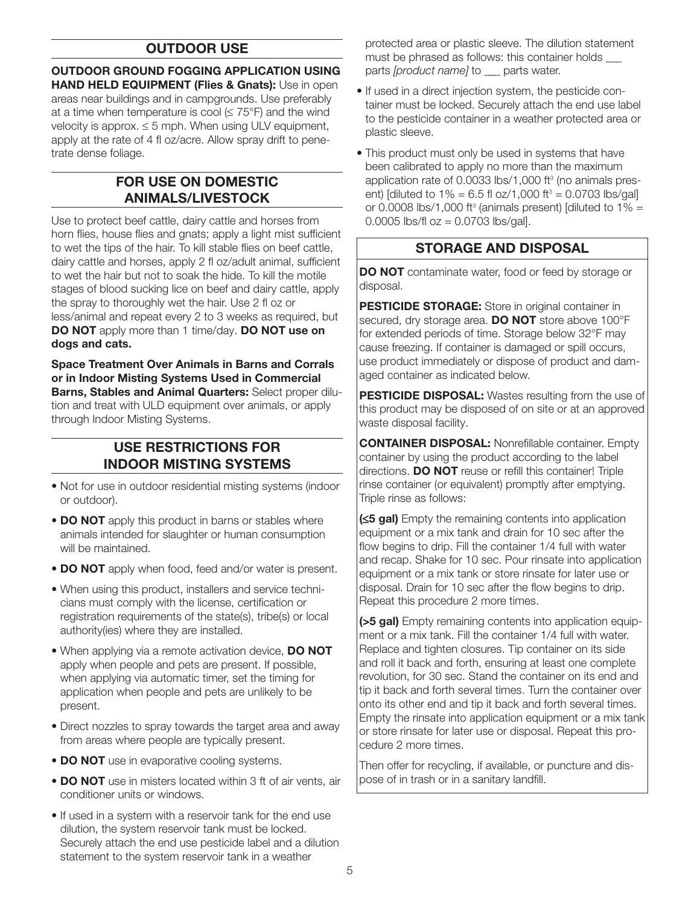## OUTDOOR USE

**OUTDOOR GROUND FOGGING APPLICATION USING HAND HELD EQUIPMENT (Flies & Gnats):** Use in open areas near buildings and in campgrounds. Use preferably at a time when temperature is cool (≤ 75°F) and the wind velocity is approx. ≤ 5 mph. When using ULV equipment, apply at the rate of 4 fl oz/acre. Allow spray drift to penetrate dense foliage.

## FOR USE ON DOMESTIC ANIMALS/LIVESTOCK

Use to protect beef cattle, dairy cattle and horses from horn flies, house flies and gnats; apply a light mist sufficient to wet the tips of the hair. To kill stable flies on beef cattle, dairy cattle and horses, apply 2 fl oz/adult animal, sufficient to wet the hair but not to soak the hide. To kill the motile stages of blood sucking lice on beef and dairy cattle, apply the spray to thoroughly wet the hair. Use 2 fl oz or less/animal and repeat every 2 to 3 weeks as required, but **DO NOT** apply more than 1 time/day. **DO NOT use on dogs and cats.**

**Space Treatment Over Animals in Barns and Corrals or in Indoor Misting Systems Used in Commercial Barns, Stables and Animal Quarters:** Select proper dilution and treat with ULD equipment over animals, or apply through Indoor Misting Systems.

## USE RESTRICTIONS FOR INDOOR MISTING SYSTEMS

- Not for use in outdoor residential misting systems (indoor or outdoor).
- **DO NOT** apply this product in barns or stables where animals intended for slaughter or human consumption will be maintained.
- **DO NOT** apply when food, feed and/or water is present.
- When using this product, installers and service technicians must comply with the license, certification or registration requirements of the state(s), tribe(s) or local authority(ies) where they are installed.
- When applying via a remote activation device, **DO NOT** apply when people and pets are present. If possible, when applying via automatic timer, set the timing for application when people and pets are unlikely to be present.
- Direct nozzles to spray towards the target area and away from areas where people are typically present.
- **DO NOT** use in evaporative cooling systems.
- **DO NOT** use in misters located within 3 ft of air vents, air conditioner units or windows.
- If used in a system with a reservoir tank for the end use dilution, the system reservoir tank must be locked. Securely attach the end use pesticide label and a dilution statement to the system reservoir tank in a weather protected area or plastic sleeve. The dilution statement must be phrased as follows: this container holds ___ parts *[product name]* to ___ parts water.
- If used in a direct injection system, the pesticide container must be locked. Securely attach the end use label to the pesticide container in a weather protected area or plastic sleeve.
- This product must only be used in systems that have been calibrated to apply no more than the maximum application rate of 0.0033 lbs/1,000 $ft^3$ (no animals present) [diluted to 1% = 6.5 fl oz/1,000 $ft^3$ = 0.0703 lbs/gal] or 0.0008 lbs/1,000 $ft^3$ (animals present) [diluted to 1% = 0.0005 lbs/fl oz = 0.0703 lbs/gal].

## STORAGE AND DISPOSAL

**DO NOT** contaminate water, food or feed by storage or disposal.

**PESTICIDE STORAGE:** Store in original container in secured, dry storage area. **DO NOT** store above 100°F for extended periods of time. Storage below 32°F may cause freezing. If container is damaged or spill occurs, use product immediately or dispose of product and damaged container as indicated below.

**PESTICIDE DISPOSAL:** Wastes resulting from the use of this product may be disposed of on site or at an approved waste disposal facility.

**CONTAINER DISPOSAL:** Nonrefillable container. Empty container by using the product according to the label directions. **DO NOT** reuse or refill this container! Triple rinse container (or equivalent) promptly after emptying. Triple rinse as follows:

**(≤5 gal)** Empty the remaining contents into application equipment or a mix tank and drain for 10 sec after the flow begins to drip. Fill the container 1/4 full with water and recap. Shake for 10 sec. Pour rinsate into application equipment or a mix tank or store rinsate for later use or disposal. Drain for 10 sec after the flow begins to drip. Repeat this procedure 2 more times.

**(>5 gal)** Empty remaining contents into application equipment or a mix tank. Fill the container 1/4 full with water. Replace and tighten closures. Tip container on its side and roll it back and forth, ensuring at least one complete revolution, for 30 sec. Stand the container on its end and tip it back and forth several times. Turn the container over onto its other end and tip it back and forth several times. Empty the rinsate into application equipment or a mix tank or store rinsate for later use or disposal. Repeat this procedure 2 more times.

Then offer for recycling, if available, or puncture and dispose of in trash or in a sanitary landfill.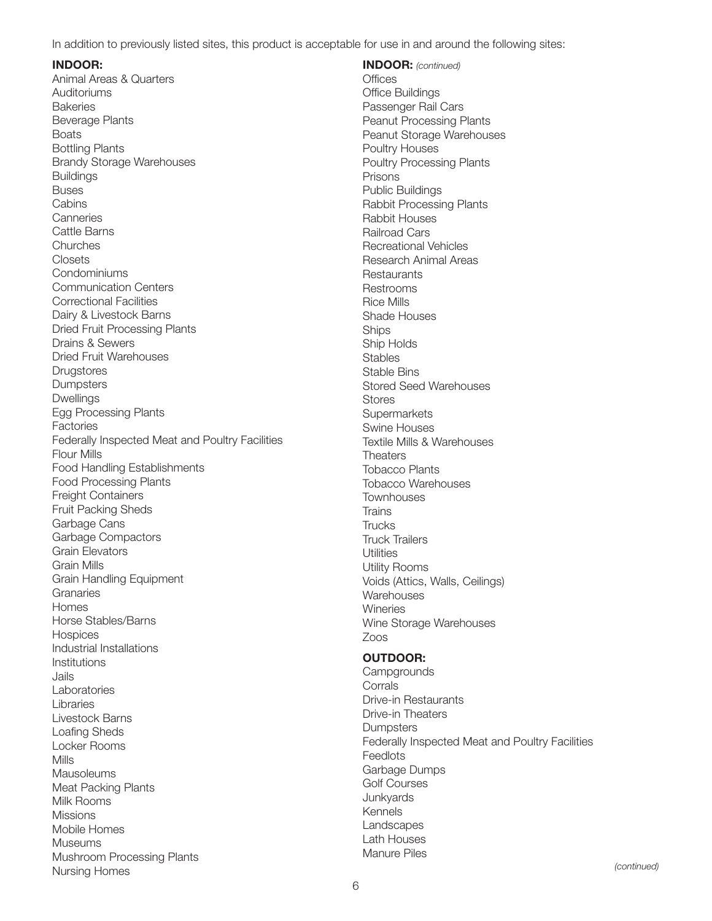In addition to previously listed sites, this product is acceptable for use in and around the following sites:

**INDOOR:**

Animal Areas & Quarters
Auditoriums
Bakeries
Beverage Plants
Boats
Bottling Plants
Brandy Storage Warehouses
Buildings
Buses
Cabins
Canneries
Cattle Barns
Churches
Closets
Condominiums
Communication Centers
Correctional Facilities
Dairy & Livestock Barns
Dried Fruit Processing Plants
Drains & Sewers
Dried Fruit Warehouses
Drugstores
Dumpsters
Dwellings
Egg Processing Plants
Factories
Federally Inspected Meat and Poultry Facilities
Flour Mills
Food Handling Establishments
Food Processing Plants
Freight Containers
Fruit Packing Sheds
Garbage Cans
Garbage Compactors
Grain Elevators
Grain Mills
Grain Handling Equipment
Granaries
Homes
Horse Stables/Barns
Hospices
Industrial Installations
Institutions
Jails
Laboratories
Libraries
Livestock Barns
Loafing Sheds
Locker Rooms
Mills
Mausoleums
Meat Packing Plants
Milk Rooms
Missions
Mobile Homes
Museums
Mushroom Processing Plants
Nursing Homes

**INDOOR:** *(continued)*

Offices
Office Buildings
Passenger Rail Cars
Peanut Processing Plants
Peanut Storage Warehouses
Poultry Houses
Poultry Processing Plants
Prisons
Public Buildings
Rabbit Processing Plants
Rabbit Houses
Railroad Cars
Recreational Vehicles
Research Animal Areas
Restaurants
Restrooms
Rice Mills
Shade Houses
Ships
Ship Holds
Stables
Stable Bins
Stored Seed Warehouses
Stores
Supermarkets
Swine Houses
Textile Mills & Warehouses
Theaters
Tobacco Plants
Tobacco Warehouses
Townhouses
Trains
Trucks
Truck Trailers
Utilities
Utility Rooms
Voids (Attics, Walls, Ceilings)
Warehouses
Wineries
Wine Storage Warehouses
Zoos

**OUTDOOR:**

Campgrounds
Corrals
Drive-in Restaurants
Drive-in Theaters
Dumpsters
Federally Inspected Meat and Poultry Facilities
Feedlots
Garbage Dumps
Golf Courses
Junkyards
Kennels
Landscapes
Lath Houses
Manure Piles

*(continued)*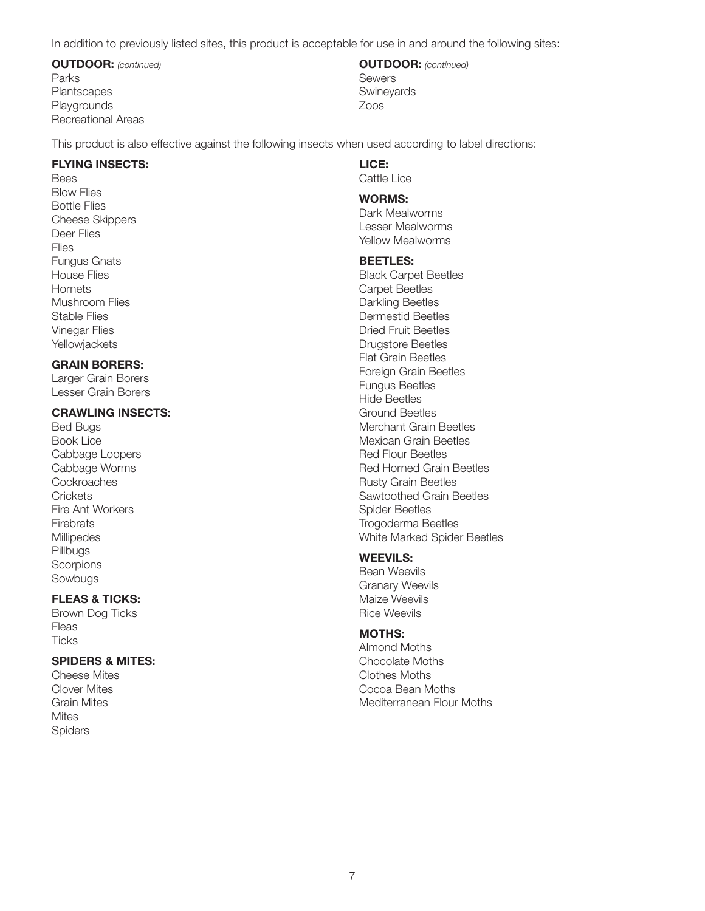In addition to previously listed sites, this product is acceptable for use in and around the following sites:

**OUTDOOR:** *(continued)*

Parks
Plantscapes
Playgrounds
Recreational Areas

**OUTDOOR:** *(continued)*

Sewers
Swineyards
Zoos

This product is also effective against the following insects when used according to label directions:

**FLYING INSECTS:**

Bees
Blow Flies
Bottle Flies
Cheese Skippers
Deer Flies
Flies
Fungus Gnats
House Flies
Hornets
Mushroom Flies
Stable Flies
Vinegar Flies
Yellowjackets

**GRAIN BORERS:**

Larger Grain Borers
Lesser Grain Borers

**CRAWLING INSECTS:**

Bed Bugs
Book Lice
Cabbage Loopers
Cabbage Worms
Cockroaches
Crickets
Fire Ant Workers
Firebrats
Millipedes
Pillbugs
Scorpions
Sowbugs

**FLEAS & TICKS:**

Brown Dog Ticks
Fleas
Ticks

**SPIDERS & MITES:**

Cheese Mites
Clover Mites
Grain Mites
Mites
Spiders

**LICE:**

Cattle Lice

**WORMS:**

Dark Mealworms
Lesser Mealworms
Yellow Mealworms

**BEETLES:**

Black Carpet Beetles
Carpet Beetles
Darkling Beetles
Dermestid Beetles
Dried Fruit Beetles
Drugstore Beetles
Flat Grain Beetles
Foreign Grain Beetles
Fungus Beetles
Hide Beetles
Ground Beetles
Merchant Grain Beetles
Mexican Grain Beetles
Red Flour Beetles
Red Horned Grain Beetles
Rusty Grain Beetles
Sawtoothed Grain Beetles
Spider Beetles
Trogoderma Beetles
White Marked Spider Beetles

**WEEVILS:**

Bean Weevils
Granary Weevils
Maize Weevils
Rice Weevils

**MOTHS:**

Almond Moths
Chocolate Moths
Clothes Moths
Cocoa Bean Moths
Mediterranean Flour Moths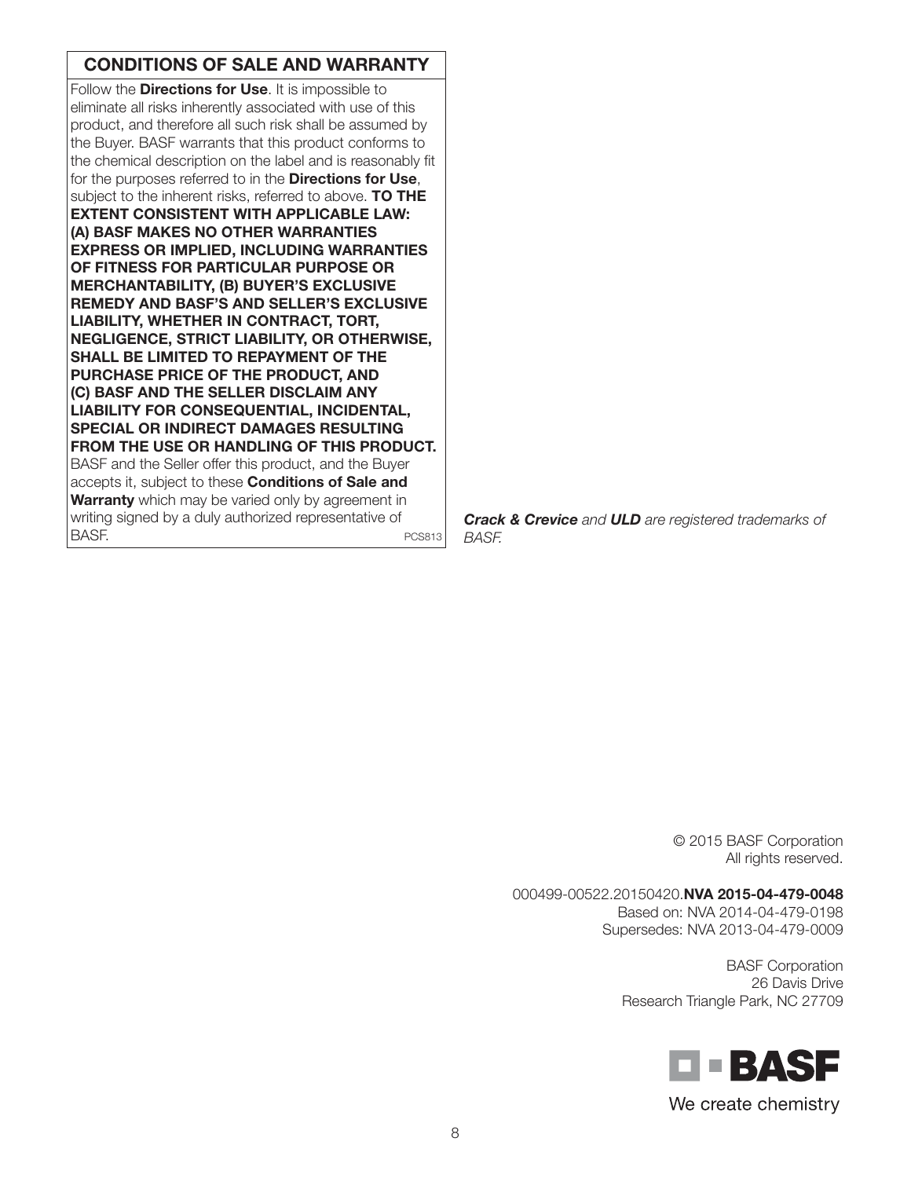## CONDITIONS OF SALE AND WARRANTY

Follow the **Directions for Use**. It is impossible to eliminate all risks inherently associated with use of this product, and therefore all such risk shall be assumed by the Buyer. BASF warrants that this product conforms to the chemical description on the label and is reasonably fit for the purposes referred to in the **Directions for Use**, subject to the inherent risks, referred to above. **TO THE EXTENT CONSISTENT WITH APPLICABLE LAW: (A) BASF MAKES NO OTHER WARRANTIES EXPRESS OR IMPLIED, INCLUDING WARRANTIES OF FITNESS FOR PARTICULAR PURPOSE OR MERCHANTABILITY, (B) BUYER'S EXCLUSIVE REMEDY AND BASF'S AND SELLER'S EXCLUSIVE LIABILITY, WHETHER IN CONTRACT, TORT, NEGLIGENCE, STRICT LIABILITY, OR OTHERWISE, SHALL BE LIMITED TO REPAYMENT OF THE PURCHASE PRICE OF THE PRODUCT, AND (C) BASF AND THE SELLER DISCLAIM ANY LIABILITY FOR CONSEQUENTIAL, INCIDENTAL, SPECIAL OR INDIRECT DAMAGES RESULTING FROM THE USE OR HANDLING OF THIS PRODUCT.** BASF and the Seller offer this product, and the Buyer accepts it, subject to these **Conditions of Sale and Warranty** which may be varied only by agreement in writing signed by a duly authorized representative of BASF. PCS813

***Crack & Crevice*** *and* ***ULD*** *are registered trademarks of BASF.*

© 2015 BASF Corporation
All rights reserved.

000499-00522.20150420.**NVA 2015-04-479-0048**
Based on: NVA 2014-04-479-0198
Supersedes: NVA 2013-04-479-0009

BASF Corporation
26 Davis Drive
Research Triangle Park, NC 27709

BASF
We create chemistry